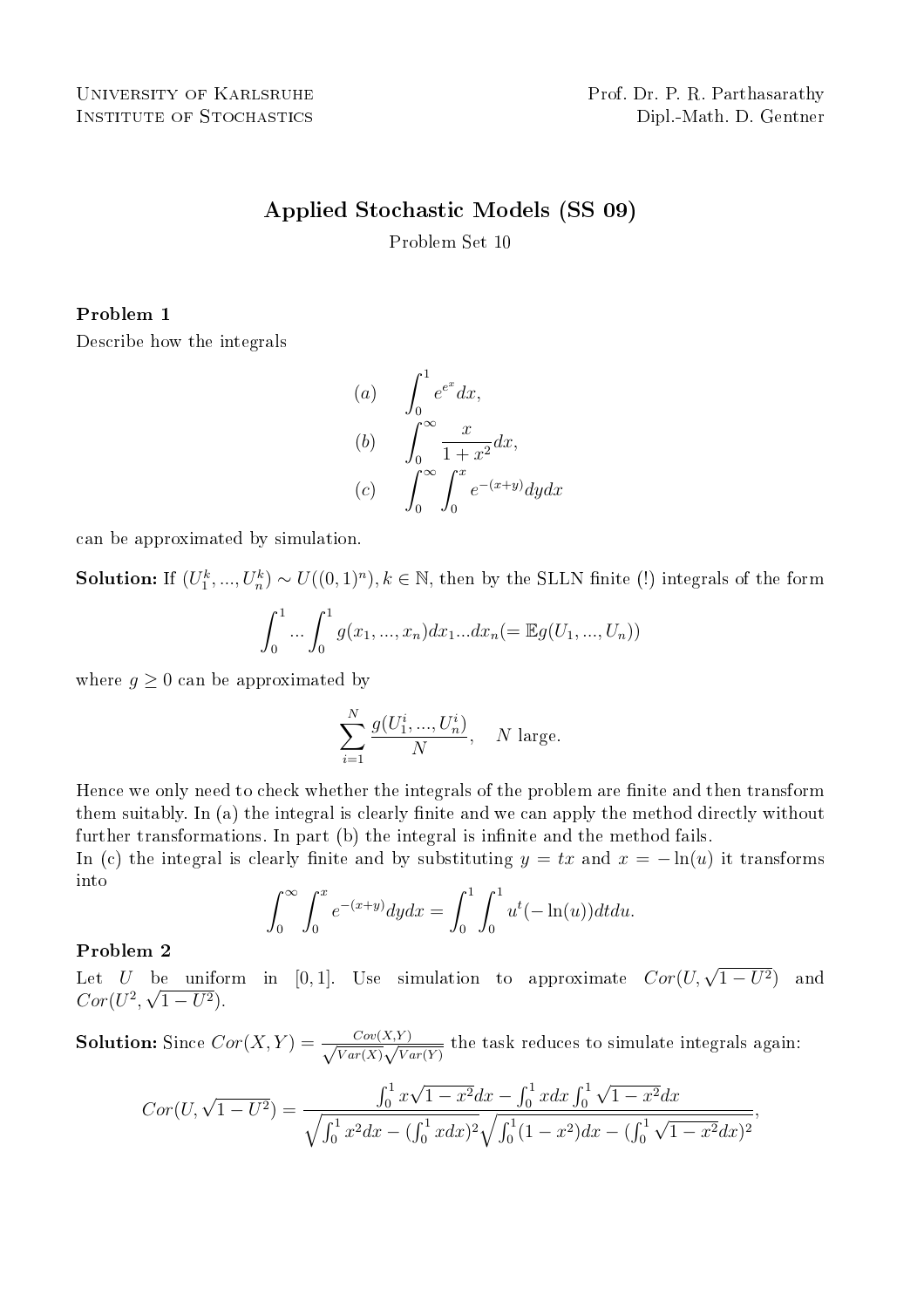University of Karlsruhe
Institute of Stochastics

Prof. Dr. P. R. Parthasarathy
Dipl.-Math. D. Gentner

## Applied Stochastic Models (SS 09)

Problem Set 10

### Problem 1

Describe how the integrals

$$(a) \quad \int_0^1 e^{e^x} dx,$$

$$(b) \quad \int_0^\infty \frac{x}{1+x^2} dx,$$

$$(c) \quad \int_0^\infty \int_0^x e^{-(x+y)} dy dx$$

can be approximated by simulation.

**Solution:** If $(U_1^k, ..., U_n^k) \sim U((0,1)^n), k \in \mathbb{N}$, then by the SLLN finite (!) integrals of the form

$$\int_0^1 ... \int_0^1 g(x_1, ..., x_n) dx_1 ... dx_n (= \mathbb{E} g(U_1, ..., U_n))$$

where $g \geq 0$ can be approximated by

$$\sum_{i=1}^N \frac{g(U_1^i, ..., U_n^i)}{N}, \quad N \text{ large.}$$

Hence we only need to check whether the integrals of the problem are finite and then transform them suitably. In (a) the integral is clearly finite and we can apply the method directly without further transformations. In part (b) the integral is infinite and the method fails.
In (c) the integral is clearly finite and by substituting $y = tx$ and $x = -\ln(u)$ it transforms into

$$\int_0^\infty \int_0^x e^{-(x+y)} dy dx = \int_0^1 \int_0^1 u^t (-\ln(u)) dt du.$$

### Problem 2

Let $U$ be uniform in $[0,1]$. Use simulation to approximate $Cor(U, \sqrt{1-U^2})$ and $Cor(U^2, \sqrt{1-U^2})$.

**Solution:** Since $Cor(X,Y) = \frac{Cov(X,Y)}{\sqrt{Var(X)}\sqrt{Var(Y)}}$ the task reduces to simulate integrals again:

$$Cor(U, \sqrt{1-U^2}) = \frac{\int_0^1 x\sqrt{1-x^2}dx - \int_0^1 x dx \int_0^1 \sqrt{1-x^2}dx}{\sqrt{\int_0^1 x^2 dx - (\int_0^1 x dx)^2}\sqrt{\int_0^1 (1-x^2)dx - (\int_0^1 \sqrt{1-x^2}dx)^2}},$$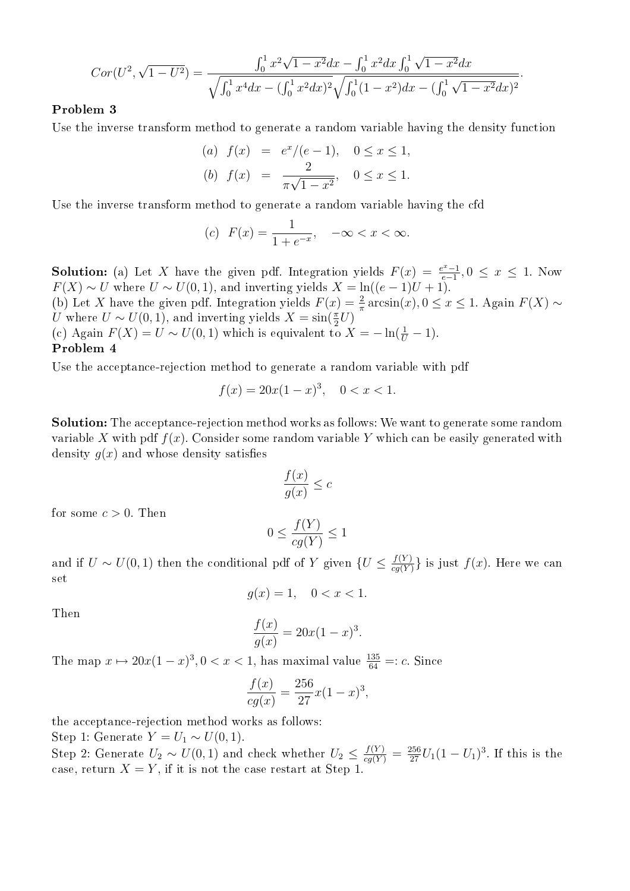$$Cor(U^2, \sqrt{1-U^2}) = \frac{\int_0^1 x^2\sqrt{1-x^2}dx - \int_0^1 x^2 dx \int_0^1 \sqrt{1-x^2}dx}{\sqrt{\int_0^1 x^4 dx - (\int_0^1 x^2 dx)^2}\sqrt{\int_0^1 (1-x^2)dx - (\int_0^1 \sqrt{1-x^2}dx)^2}}.$$

**Problem 3**

Use the inverse transform method to generate a random variable having the density function

$$\begin{aligned}(a)\ \ f(x) &= e^x/(e-1), \quad 0 \le x \le 1,\\ (b)\ \ f(x) &= \frac{2}{\pi\sqrt{1-x^2}}, \quad 0 \le x \le 1.\end{aligned}$$

Use the inverse transform method to generate a random variable having the cfd

$$(c)\ \ F(x) = \frac{1}{1+e^{-x}}, \quad -\infty < x < \infty.$$

**Solution:** (a) Let $X$ have the given pdf. Integration yields $F(x) = \frac{e^x-1}{e-1}, 0 \le x \le 1$. Now $F(X) \sim U$ where $U \sim U(0,1)$, and inverting yields $X = \ln((e-1)U+1)$.
(b) Let $X$ have the given pdf. Integration yields $F(x) = \frac{2}{\pi}\arcsin(x), 0 \le x \le 1$. Again $F(X) \sim U$ where $U \sim U(0,1)$, and inverting yields $X = \sin(\frac{\pi}{2}U)$
(c) Again $F(X) = U \sim U(0,1)$ which is equivalent to $X = -\ln(\frac{1}{U} - 1)$.

**Problem 4**

Use the acceptance-rejection method to generate a random variable with pdf

$$f(x) = 20x(1-x)^3, \quad 0 < x < 1.$$

**Solution:** The acceptance-rejection method works as follows: We want to generate some random variable $X$ with pdf $f(x)$. Consider some random variable $Y$ which can be easily generated with density $g(x)$ and whose density satisfies

$$\frac{f(x)}{g(x)} \le c$$

for some $c > 0$. Then

$$0 \le \frac{f(Y)}{cg(Y)} \le 1$$

and if $U \sim U(0,1)$ then the conditional pdf of $Y$ given $\{U \le \frac{f(Y)}{cg(Y)}\}$ is just $f(x)$. Here we can set

$$g(x) = 1, \quad 0 < x < 1.$$

Then

$$\frac{f(x)}{g(x)} = 20x(1-x)^3.$$

The map $x \mapsto 20x(1-x)^3, 0 < x < 1$, has maximal value $\frac{135}{64} =: c$. Since

$$\frac{f(x)}{cg(x)} = \frac{256}{27}x(1-x)^3,$$

the acceptance-rejection method works as follows:
Step 1: Generate $Y = U_1 \sim U(0,1)$.
Step 2: Generate $U_2 \sim U(0,1)$ and check whether $U_2 \le \frac{f(Y)}{cg(Y)} = \frac{256}{27}U_1(1-U_1)^3$. If this is the case, return $X = Y$, if it is not the case restart at Step 1.